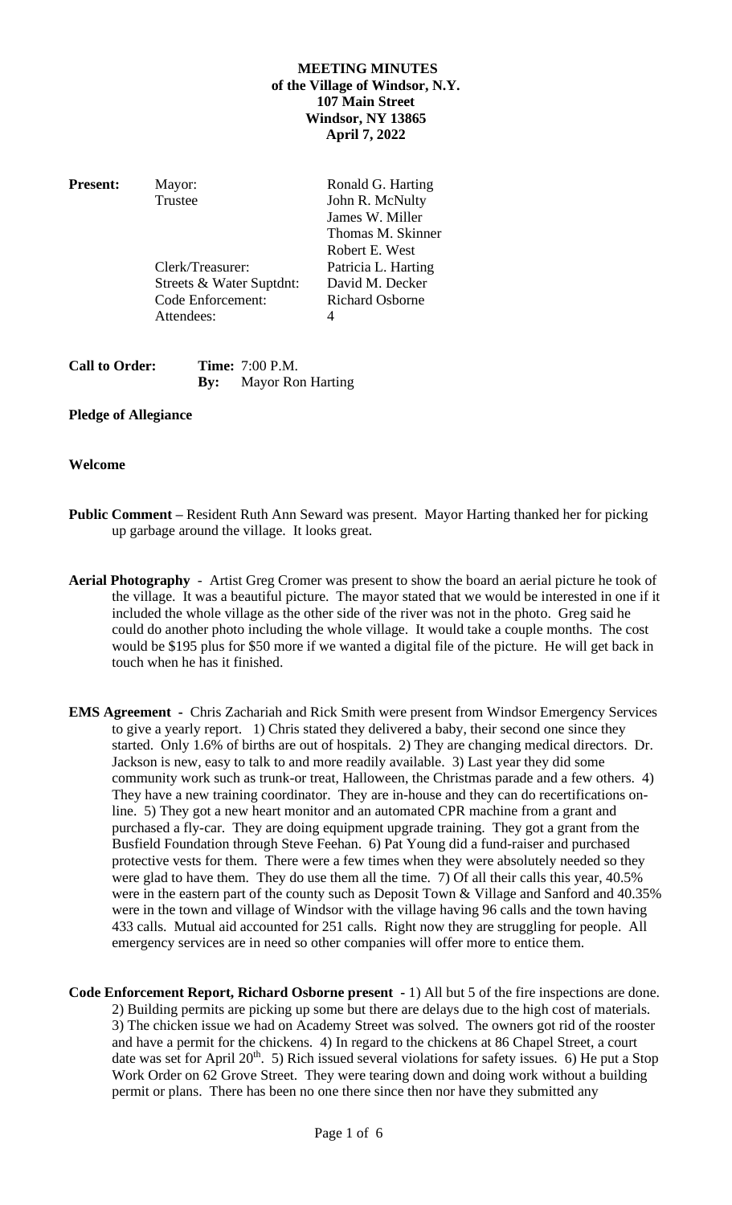**MEETING MINUTES**
**of the Village of Windsor, N.Y.**
**107 Main Street**
**Windsor, NY 13865**
**April 7, 2022**

| **Present:** | Mayor: | Ronald G. Harting |
|---|---|---|
| | Trustee | John R. McNulty |
| | | James W. Miller |
| | | Thomas M. Skinner |
| | | Robert E. West |
| | Clerk/Treasurer: | Patricia L. Harting |
| | Streets & Water Suptdnt: | David M. Decker |
| | Code Enforcement: | Richard Osborne |
| | Attendees: | 4 |

**Call to Order:** **Time:** 7:00 P.M.
**By:** Mayor Ron Harting

**Pledge of Allegiance**

**Welcome**

**Public Comment –** Resident Ruth Ann Seward was present. Mayor Harting thanked her for picking up garbage around the village. It looks great.

**Aerial Photography** - Artist Greg Cromer was present to show the board an aerial picture he took of the village. It was a beautiful picture. The mayor stated that we would be interested in one if it included the whole village as the other side of the river was not in the photo. Greg said he could do another photo including the whole village. It would take a couple months. The cost would be $195 plus for $50 more if we wanted a digital file of the picture. He will get back in touch when he has it finished.

**EMS Agreement -** Chris Zachariah and Rick Smith were present from Windsor Emergency Services to give a yearly report. 1) Chris stated they delivered a baby, their second one since they started. Only 1.6% of births are out of hospitals. 2) They are changing medical directors. Dr. Jackson is new, easy to talk to and more readily available. 3) Last year they did some community work such as trunk-or treat, Halloween, the Christmas parade and a few others. 4) They have a new training coordinator. They are in-house and they can do recertifications on-line. 5) They got a new heart monitor and an automated CPR machine from a grant and purchased a fly-car. They are doing equipment upgrade training. They got a grant from the Busfield Foundation through Steve Feehan. 6) Pat Young did a fund-raiser and purchased protective vests for them. There were a few times when they were absolutely needed so they were glad to have them. They do use them all the time. 7) Of all their calls this year, 40.5% were in the eastern part of the county such as Deposit Town & Village and Sanford and 40.35% were in the town and village of Windsor with the village having 96 calls and the town having 433 calls. Mutual aid accounted for 251 calls. Right now they are struggling for people. All emergency services are in need so other companies will offer more to entice them.

**Code Enforcement Report, Richard Osborne present -** 1) All but 5 of the fire inspections are done. 2) Building permits are picking up some but there are delays due to the high cost of materials. 3) The chicken issue we had on Academy Street was solved. The owners got rid of the rooster and have a permit for the chickens. 4) In regard to the chickens at 86 Chapel Street, a court date was set for April 20th. 5) Rich issued several violations for safety issues. 6) He put a Stop Work Order on 62 Grove Street. They were tearing down and doing work without a building permit or plans. There has been no one there since then nor have they submitted any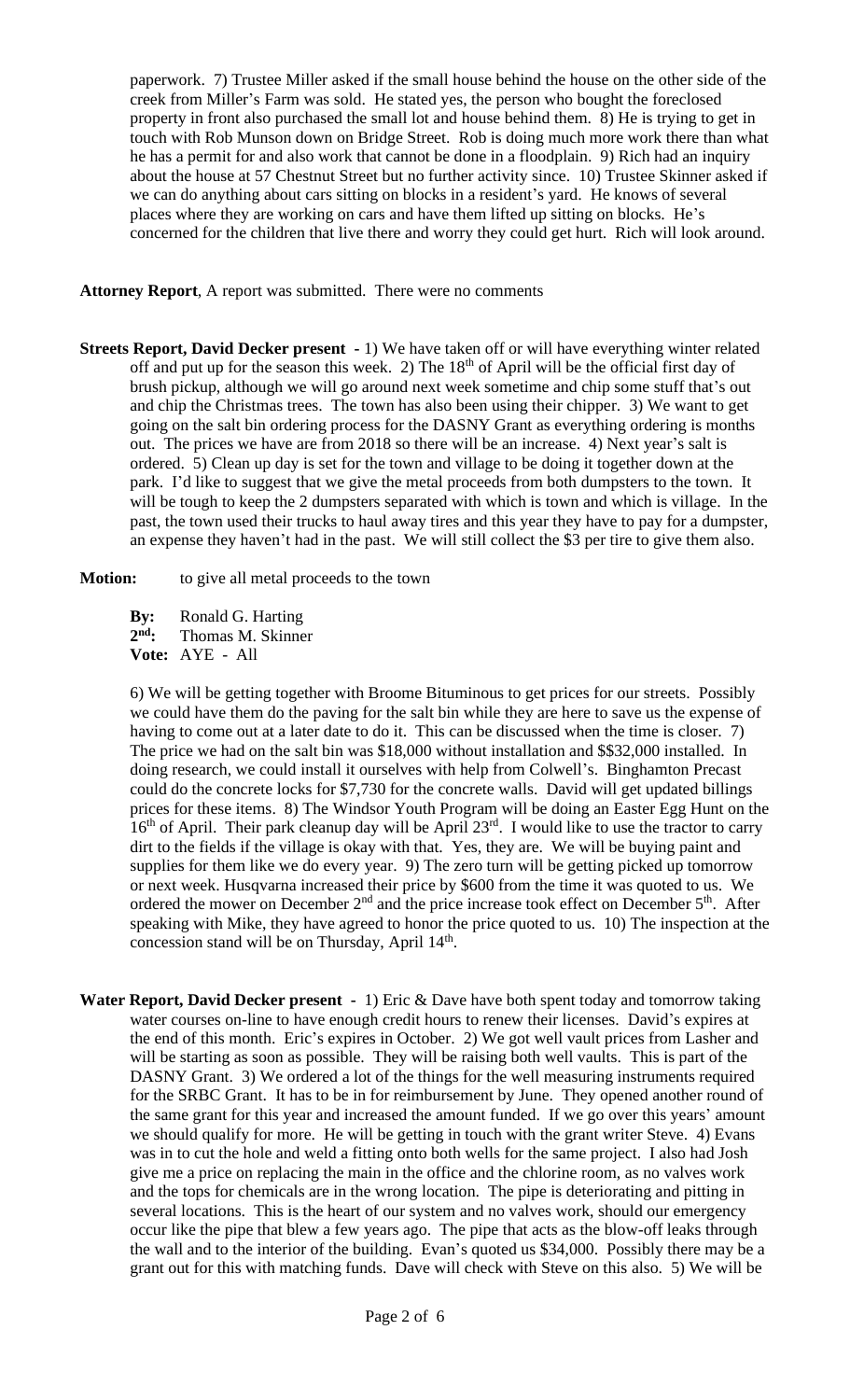paperwork. 7) Trustee Miller asked if the small house behind the house on the other side of the creek from Miller's Farm was sold. He stated yes, the person who bought the foreclosed property in front also purchased the small lot and house behind them. 8) He is trying to get in touch with Rob Munson down on Bridge Street. Rob is doing much more work there than what he has a permit for and also work that cannot be done in a floodplain. 9) Rich had an inquiry about the house at 57 Chestnut Street but no further activity since. 10) Trustee Skinner asked if we can do anything about cars sitting on blocks in a resident's yard. He knows of several places where they are working on cars and have them lifted up sitting on blocks. He's concerned for the children that live there and worry they could get hurt. Rich will look around.

**Attorney Report**, A report was submitted. There were no comments

**Streets Report, David Decker present -** 1) We have taken off or will have everything winter related off and put up for the season this week. 2) The 18th of April will be the official first day of brush pickup, although we will go around next week sometime and chip some stuff that's out and chip the Christmas trees. The town has also been using their chipper. 3) We want to get going on the salt bin ordering process for the DASNY Grant as everything ordering is months out. The prices we have are from 2018 so there will be an increase. 4) Next year's salt is ordered. 5) Clean up day is set for the town and village to be doing it together down at the park. I'd like to suggest that we give the metal proceeds from both dumpsters to the town. It will be tough to keep the 2 dumpsters separated with which is town and which is village. In the past, the town used their trucks to haul away tires and this year they have to pay for a dumpster, an expense they haven't had in the past. We will still collect the $3 per tire to give them also.

**Motion:** to give all metal proceeds to the town

**By:** Ronald G. Harting
**2nd:** Thomas M. Skinner
**Vote:** AYE - All

6) We will be getting together with Broome Bituminous to get prices for our streets. Possibly we could have them do the paving for the salt bin while they are here to save us the expense of having to come out at a later date to do it. This can be discussed when the time is closer. 7) The price we had on the salt bin was $18,000 without installation and $$32,000 installed. In doing research, we could install it ourselves with help from Colwell's. Binghamton Precast could do the concrete locks for $7,730 for the concrete walls. David will get updated billings prices for these items. 8) The Windsor Youth Program will be doing an Easter Egg Hunt on the 16th of April. Their park cleanup day will be April 23rd. I would like to use the tractor to carry dirt to the fields if the village is okay with that. Yes, they are. We will be buying paint and supplies for them like we do every year. 9) The zero turn will be getting picked up tomorrow or next week. Husqvarna increased their price by $600 from the time it was quoted to us. We ordered the mower on December 2nd and the price increase took effect on December 5th. After speaking with Mike, they have agreed to honor the price quoted to us. 10) The inspection at the concession stand will be on Thursday, April 14th.

**Water Report, David Decker present -** 1) Eric & Dave have both spent today and tomorrow taking water courses on-line to have enough credit hours to renew their licenses. David's expires at the end of this month. Eric's expires in October. 2) We got well vault prices from Lasher and will be starting as soon as possible. They will be raising both well vaults. This is part of the DASNY Grant. 3) We ordered a lot of the things for the well measuring instruments required for the SRBC Grant. It has to be in for reimbursement by June. They opened another round of the same grant for this year and increased the amount funded. If we go over this years' amount we should qualify for more. He will be getting in touch with the grant writer Steve. 4) Evans was in to cut the hole and weld a fitting onto both wells for the same project. I also had Josh give me a price on replacing the main in the office and the chlorine room, as no valves work and the tops for chemicals are in the wrong location. The pipe is deteriorating and pitting in several locations. This is the heart of our system and no valves work, should our emergency occur like the pipe that blew a few years ago. The pipe that acts as the blow-off leaks through the wall and to the interior of the building. Evan's quoted us $34,000. Possibly there may be a grant out for this with matching funds. Dave will check with Steve on this also. 5) We will be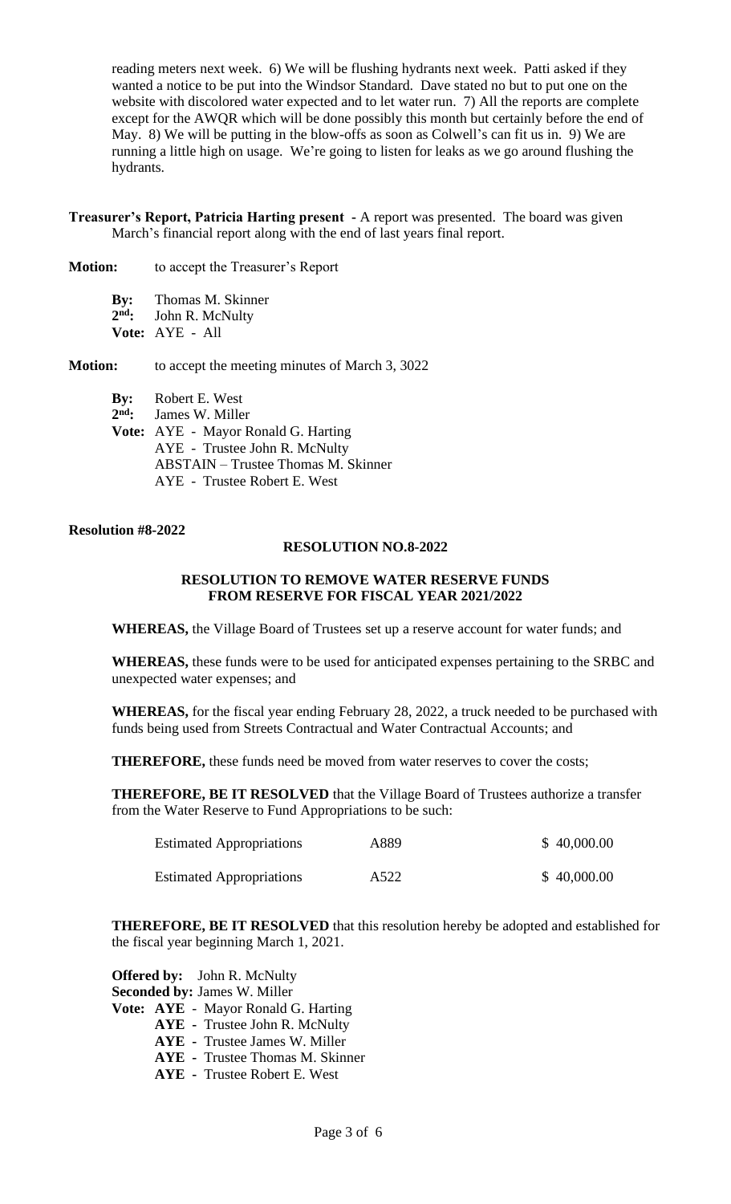reading meters next week. 6) We will be flushing hydrants next week. Patti asked if they wanted a notice to be put into the Windsor Standard. Dave stated no but to put one on the website with discolored water expected and to let water run. 7) All the reports are complete except for the AWQR which will be done possibly this month but certainly before the end of May. 8) We will be putting in the blow-offs as soon as Colwell's can fit us in. 9) We are running a little high on usage. We're going to listen for leaks as we go around flushing the hydrants.

**Treasurer's Report, Patricia Harting present -** A report was presented. The board was given March's financial report along with the end of last years final report.

**Motion:** to accept the Treasurer's Report

**By:** Thomas M. Skinner
**2nd:** John R. McNulty
**Vote:** AYE - All

**Motion:** to accept the meeting minutes of March 3, 3022

**By:** Robert E. West
**2nd:** James W. Miller
**Vote:** AYE - Mayor Ronald G. Harting
AYE - Trustee John R. McNulty
ABSTAIN – Trustee Thomas M. Skinner
AYE - Trustee Robert E. West

**Resolution #8-2022**

**RESOLUTION NO.8-2022**

**RESOLUTION TO REMOVE WATER RESERVE FUNDS FROM RESERVE FOR FISCAL YEAR 2021/2022**

**WHEREAS,** the Village Board of Trustees set up a reserve account for water funds; and

**WHEREAS,** these funds were to be used for anticipated expenses pertaining to the SRBC and unexpected water expenses; and

**WHEREAS,** for the fiscal year ending February 28, 2022, a truck needed to be purchased with funds being used from Streets Contractual and Water Contractual Accounts; and

**THEREFORE,** these funds need be moved from water reserves to cover the costs;

**THEREFORE, BE IT RESOLVED** that the Village Board of Trustees authorize a transfer from the Water Reserve to Fund Appropriations to be such:

| | | |
|---|---|---|
| Estimated Appropriations | A889 | $ 40,000.00 |
| Estimated Appropriations | A522 | $ 40,000.00 |

**THEREFORE, BE IT RESOLVED** that this resolution hereby be adopted and established for the fiscal year beginning March 1, 2021.

**Offered by:** John R. McNulty
**Seconded by:** James W. Miller
**Vote: AYE** - Mayor Ronald G. Harting
**AYE** - Trustee John R. McNulty
**AYE** - Trustee James W. Miller
**AYE** - Trustee Thomas M. Skinner
**AYE** - Trustee Robert E. West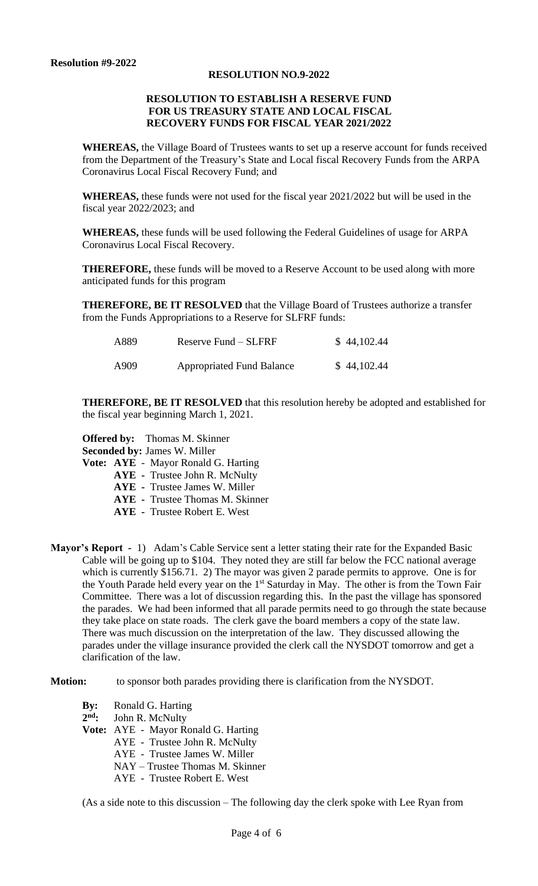**Resolution #9-2022**

**RESOLUTION NO.9-2022**

**RESOLUTION TO ESTABLISH A RESERVE FUND FOR US TREASURY STATE AND LOCAL FISCAL RECOVERY FUNDS FOR FISCAL YEAR 2021/2022**

**WHEREAS,** the Village Board of Trustees wants to set up a reserve account for funds received from the Department of the Treasury's State and Local fiscal Recovery Funds from the ARPA Coronavirus Local Fiscal Recovery Fund; and

**WHEREAS,** these funds were not used for the fiscal year 2021/2022 but will be used in the fiscal year 2022/2023; and

**WHEREAS,** these funds will be used following the Federal Guidelines of usage for ARPA Coronavirus Local Fiscal Recovery.

**THEREFORE,** these funds will be moved to a Reserve Account to be used along with more anticipated funds for this program

**THEREFORE, BE IT RESOLVED** that the Village Board of Trustees authorize a transfer from the Funds Appropriations to a Reserve for SLFRF funds:

| | | |
|---|---|---|
| A889 | Reserve Fund – SLFRF | $ 44,102.44 |
| A909 | Appropriated Fund Balance | $ 44,102.44 |

**THEREFORE, BE IT RESOLVED** that this resolution hereby be adopted and established for the fiscal year beginning March 1, 2021.

**Offered by:** Thomas M. Skinner
**Seconded by:** James W. Miller
**Vote:** **AYE** - Mayor Ronald G. Harting
**AYE** - Trustee John R. McNulty
**AYE** - Trustee James W. Miller
**AYE** - Trustee Thomas M. Skinner
**AYE** - Trustee Robert E. West

**Mayor's Report -** 1) Adam's Cable Service sent a letter stating their rate for the Expanded Basic Cable will be going up to $104. They noted they are still far below the FCC national average which is currently $156.71. 2) The mayor was given 2 parade permits to approve. One is for the Youth Parade held every year on the 1st Saturday in May. The other is from the Town Fair Committee. There was a lot of discussion regarding this. In the past the village has sponsored the parades. We had been informed that all parade permits need to go through the state because they take place on state roads. The clerk gave the board members a copy of the state law. There was much discussion on the interpretation of the law. They discussed allowing the parades under the village insurance provided the clerk call the NYSDOT tomorrow and get a clarification of the law.

**Motion:** to sponsor both parades providing there is clarification from the NYSDOT.

**By:** Ronald G. Harting
**2nd:** John R. McNulty
**Vote:** AYE - Mayor Ronald G. Harting
AYE - Trustee John R. McNulty
AYE - Trustee James W. Miller
NAY – Trustee Thomas M. Skinner
AYE - Trustee Robert E. West

(As a side note to this discussion – The following day the clerk spoke with Lee Ryan from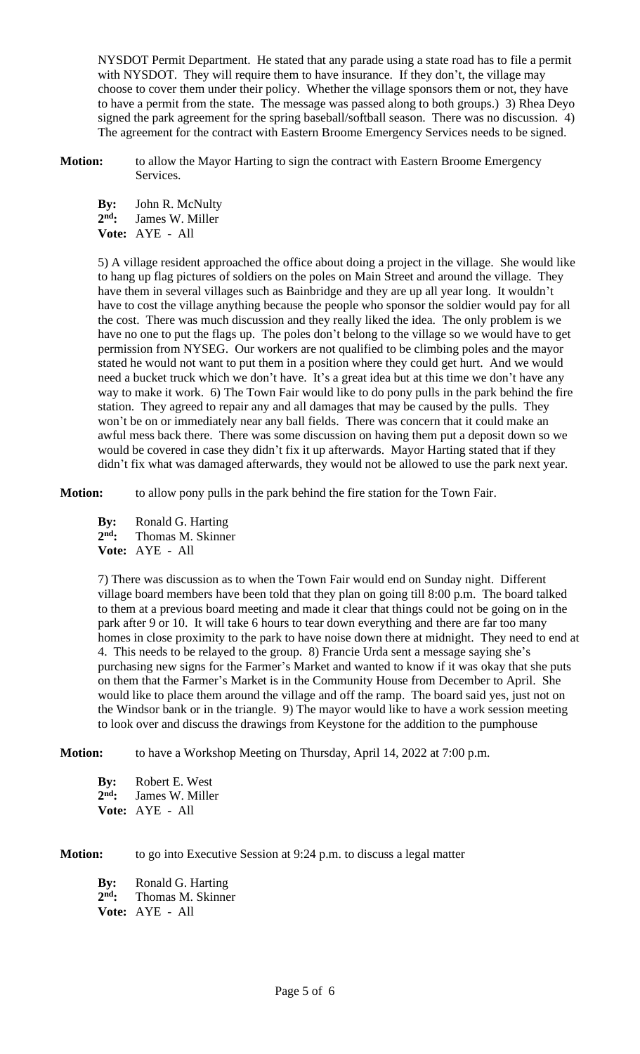NYSDOT Permit Department. He stated that any parade using a state road has to file a permit with NYSDOT. They will require them to have insurance. If they don't, the village may choose to cover them under their policy. Whether the village sponsors them or not, they have to have a permit from the state. The message was passed along to both groups.) 3) Rhea Deyo signed the park agreement for the spring baseball/softball season. There was no discussion. 4) The agreement for the contract with Eastern Broome Emergency Services needs to be signed.

**Motion:** to allow the Mayor Harting to sign the contract with Eastern Broome Emergency Services.

**By:** John R. McNulty
**2nd:** James W. Miller
**Vote:** AYE - All

5) A village resident approached the office about doing a project in the village. She would like to hang up flag pictures of soldiers on the poles on Main Street and around the village. They have them in several villages such as Bainbridge and they are up all year long. It wouldn't have to cost the village anything because the people who sponsor the soldier would pay for all the cost. There was much discussion and they really liked the idea. The only problem is we have no one to put the flags up. The poles don't belong to the village so we would have to get permission from NYSEG. Our workers are not qualified to be climbing poles and the mayor stated he would not want to put them in a position where they could get hurt. And we would need a bucket truck which we don't have. It's a great idea but at this time we don't have any way to make it work. 6) The Town Fair would like to do pony pulls in the park behind the fire station. They agreed to repair any and all damages that may be caused by the pulls. They won't be on or immediately near any ball fields. There was concern that it could make an awful mess back there. There was some discussion on having them put a deposit down so we would be covered in case they didn't fix it up afterwards. Mayor Harting stated that if they didn't fix what was damaged afterwards, they would not be allowed to use the park next year.

**Motion:** to allow pony pulls in the park behind the fire station for the Town Fair.

**By:** Ronald G. Harting
**2nd:** Thomas M. Skinner
**Vote:** AYE - All

7) There was discussion as to when the Town Fair would end on Sunday night. Different village board members have been told that they plan on going till 8:00 p.m. The board talked to them at a previous board meeting and made it clear that things could not be going on in the park after 9 or 10. It will take 6 hours to tear down everything and there are far too many homes in close proximity to the park to have noise down there at midnight. They need to end at 4. This needs to be relayed to the group. 8) Francie Urda sent a message saying she's purchasing new signs for the Farmer's Market and wanted to know if it was okay that she puts on them that the Farmer's Market is in the Community House from December to April. She would like to place them around the village and off the ramp. The board said yes, just not on the Windsor bank or in the triangle. 9) The mayor would like to have a work session meeting to look over and discuss the drawings from Keystone for the addition to the pumphouse

**Motion:** to have a Workshop Meeting on Thursday, April 14, 2022 at 7:00 p.m.

**By:** Robert E. West
**2nd:** James W. Miller
**Vote:** AYE - All

**Motion:** to go into Executive Session at 9:24 p.m. to discuss a legal matter

**By:** Ronald G. Harting
**2nd:** Thomas M. Skinner
**Vote:** AYE - All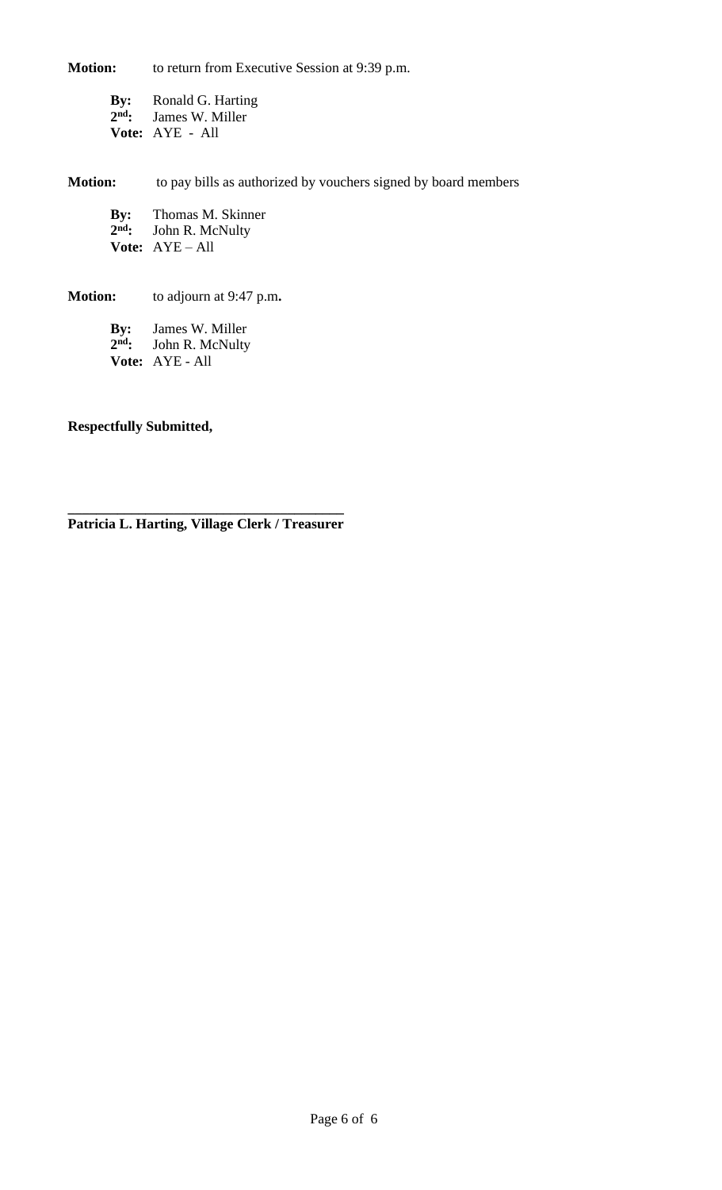**Motion:** to return from Executive Session at 9:39 p.m.

**By:** Ronald G. Harting
**2nd:** James W. Miller
**Vote:** AYE - All

**Motion:** to pay bills as authorized by vouchers signed by board members

**By:** Thomas M. Skinner
**2nd:** John R. McNulty
**Vote:** AYE – All

**Motion:** to adjourn at 9:47 p.m**.**

**By:** James W. Miller
**2nd:** John R. McNulty
**Vote:** AYE - All

**Respectfully Submitted,**

**_____________________________________**
**Patricia L. Harting, Village Clerk / Treasurer**